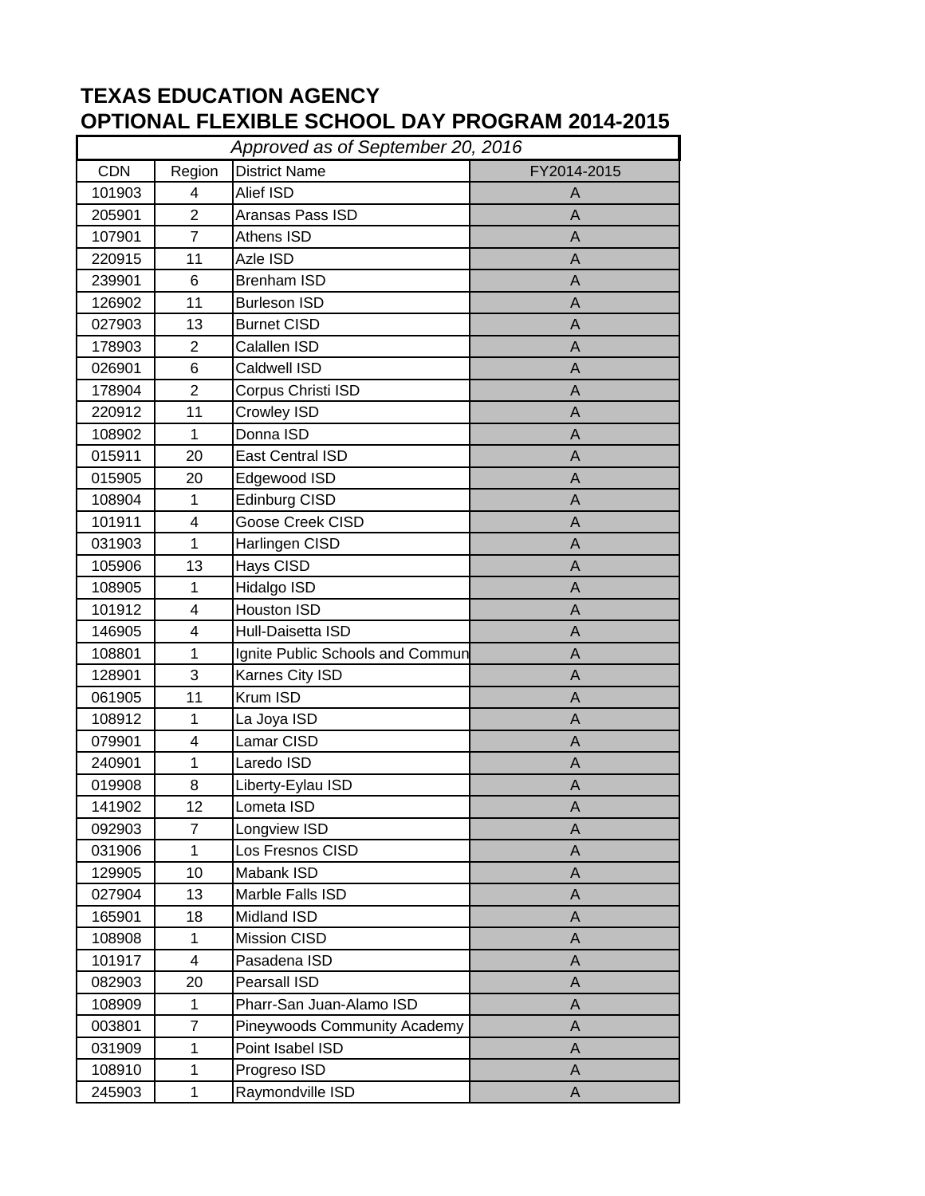# TEXAS EDUCATION AGENCY
# OPTIONAL FLEXIBLE SCHOOL DAY PROGRAM 2014-2015

| *Approved as of September 20, 2016* | | | |
|---|---|---|---|
| CDN | Region | District Name | FY2014-2015 |
| 101903 | 4 | Alief ISD | A |
| 205901 | 2 | Aransas Pass ISD | A |
| 107901 | 7 | Athens ISD | A |
| 220915 | 11 | Azle ISD | A |
| 239901 | 6 | Brenham ISD | A |
| 126902 | 11 | Burleson ISD | A |
| 027903 | 13 | Burnet CISD | A |
| 178903 | 2 | Calallen ISD | A |
| 026901 | 6 | Caldwell ISD | A |
| 178904 | 2 | Corpus Christi ISD | A |
| 220912 | 11 | Crowley ISD | A |
| 108902 | 1 | Donna ISD | A |
| 015911 | 20 | East Central ISD | A |
| 015905 | 20 | Edgewood ISD | A |
| 108904 | 1 | Edinburg CISD | A |
| 101911 | 4 | Goose Creek CISD | A |
| 031903 | 1 | Harlingen CISD | A |
| 105906 | 13 | Hays CISD | A |
| 108905 | 1 | Hidalgo ISD | A |
| 101912 | 4 | Houston ISD | A |
| 146905 | 4 | Hull-Daisetta ISD | A |
| 108801 | 1 | Ignite Public Schools and Commun | A |
| 128901 | 3 | Karnes City ISD | A |
| 061905 | 11 | Krum ISD | A |
| 108912 | 1 | La Joya ISD | A |
| 079901 | 4 | Lamar CISD | A |
| 240901 | 1 | Laredo ISD | A |
| 019908 | 8 | Liberty-Eylau ISD | A |
| 141902 | 12 | Lometa ISD | A |
| 092903 | 7 | Longview ISD | A |
| 031906 | 1 | Los Fresnos CISD | A |
| 129905 | 10 | Mabank ISD | A |
| 027904 | 13 | Marble Falls ISD | A |
| 165901 | 18 | Midland ISD | A |
| 108908 | 1 | Mission CISD | A |
| 101917 | 4 | Pasadena ISD | A |
| 082903 | 20 | Pearsall ISD | A |
| 108909 | 1 | Pharr-San Juan-Alamo ISD | A |
| 003801 | 7 | Pineywoods Community Academy | A |
| 031909 | 1 | Point Isabel ISD | A |
| 108910 | 1 | Progreso ISD | A |
| 245903 | 1 | Raymondville ISD | A |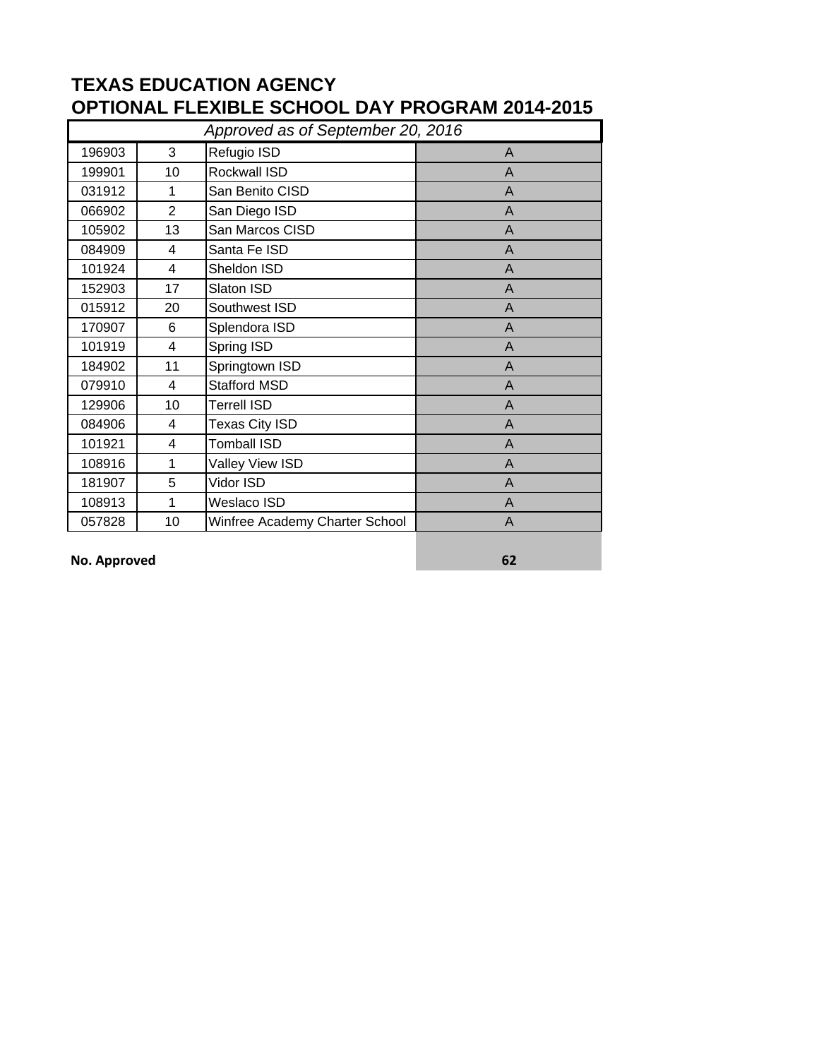**TEXAS EDUCATION AGENCY**
**OPTIONAL FLEXIBLE SCHOOL DAY PROGRAM 2014-2015**

*Approved as of September 20, 2016*

| | | | |
|---|---|---|---|
| 196903 | 3 | Refugio ISD | A |
| 199901 | 10 | Rockwall ISD | A |
| 031912 | 1 | San Benito CISD | A |
| 066902 | 2 | San Diego ISD | A |
| 105902 | 13 | San Marcos CISD | A |
| 084909 | 4 | Santa Fe ISD | A |
| 101924 | 4 | Sheldon ISD | A |
| 152903 | 17 | Slaton ISD | A |
| 015912 | 20 | Southwest ISD | A |
| 170907 | 6 | Splendora ISD | A |
| 101919 | 4 | Spring ISD | A |
| 184902 | 11 | Springtown ISD | A |
| 079910 | 4 | Stafford MSD | A |
| 129906 | 10 | Terrell ISD | A |
| 084906 | 4 | Texas City ISD | A |
| 101921 | 4 | Tomball ISD | A |
| 108916 | 1 | Valley View ISD | A |
| 181907 | 5 | Vidor ISD | A |
| 108913 | 1 | Weslaco ISD | A |
| 057828 | 10 | Winfree Academy Charter School | A |

**No. Approved** **62**